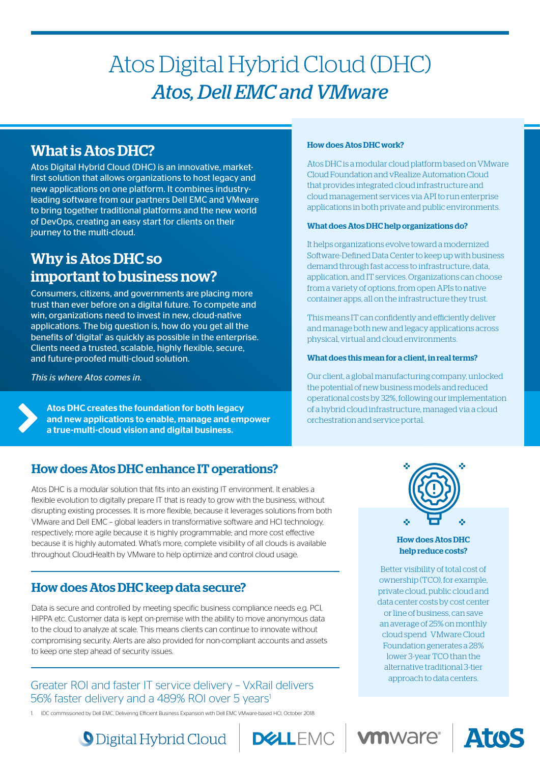# Atos Digital Hybrid Cloud (DHC)

## *Atos, Dell EMC and VMware*

## What is Atos DHC?

Atos Digital Hybrid Cloud (DHC) is an innovative, market-first solution that allows organizations to host legacy and new applications on one platform. It combines industry-leading software from our partners Dell EMC and VMware to bring together traditional platforms and the new world of DevOps, creating an easy start for clients on their journey to the multi-cloud.

## Why is Atos DHC so important to business now?

Consumers, citizens, and governments are placing more trust than ever before on a digital future. To compete and win, organizations need to invest in new, cloud-native applications. The big question is, how do you get all the benefits of 'digital' as quickly as possible in the enterprise. Clients need a trusted, scalable, highly flexible, secure, and future-proofed multi-cloud solution.

*This is where Atos comes in.*

**Atos DHC creates the foundation for both legacy and new applications to enable, manage and empower a true-multi-cloud vision and digital business.**

### How does Atos DHC work?

Atos DHC is a modular cloud platform based on VMware Cloud Foundation and vRealize Automation Cloud that provides integrated cloud infrastructure and cloud management services via API to run enterprise applications in both private and public environments.

### What does Atos DHC help organizations do?

It helps organizations evolve toward a modernized Software-Defined Data Center to keep up with business demand through fast access to infrastructure, data, application, and IT services. Organizations can choose from a variety of options, from open APIs to native container apps, all on the infrastructure they trust.

This means IT can confidently and efficiently deliver and manage both new and legacy applications across physical, virtual and cloud environments.

### What does this mean for a client, in real terms?

Our client, a global manufacturing company, unlocked the potential of new business models and reduced operational costs by 32%, following our implementation of a hybrid cloud infrastructure, managed via a cloud orchestration and service portal.

## How does Atos DHC enhance IT operations?

Atos DHC is a modular solution that fits into an existing IT environment. It enables a flexible evolution to digitally prepare IT that is ready to grow with the business, without disrupting existing processes. It is more flexible, because it leverages solutions from both VMware and Dell EMC – global leaders in transformative software and HCI technology, respectively; more agile because it is highly programmable; and more cost effective because it is highly automated. What's more, complete visibility of all clouds is available throughout CloudHealth by VMware to help optimize and control cloud usage.

## How does Atos DHC keep data secure?

Data is secure and controlled by meeting specific business compliance needs e.g. PCI, HIPPA etc. Customer data is kept on-premise with the ability to move anonymous data to the cloud to analyze at scale. This means clients can continue to innovate without compromising security. Alerts are also provided for non-compliant accounts and assets to keep one step ahead of security issues.

Greater ROI and faster IT service delivery – VxRail delivers 56% faster delivery and a 489% ROI over 5 years[1]

### How does Atos DHC help reduce costs?

Better visibility of total cost of ownership (TCO), for example, private cloud, public cloud and data center costs by cost center or line of business, can save an average of 25% on monthly cloud spend VMware Cloud Foundation generates a 28% lower 3-year TCO than the alternative traditional 3-tier approach to data centers.

1. IDC commissioned by Dell EMC, Delivering Efficient Business Expansion with Dell EMC VMware-based HCI, October 2018

Digital Hybrid Cloud | DELL EMC | vmware | Atos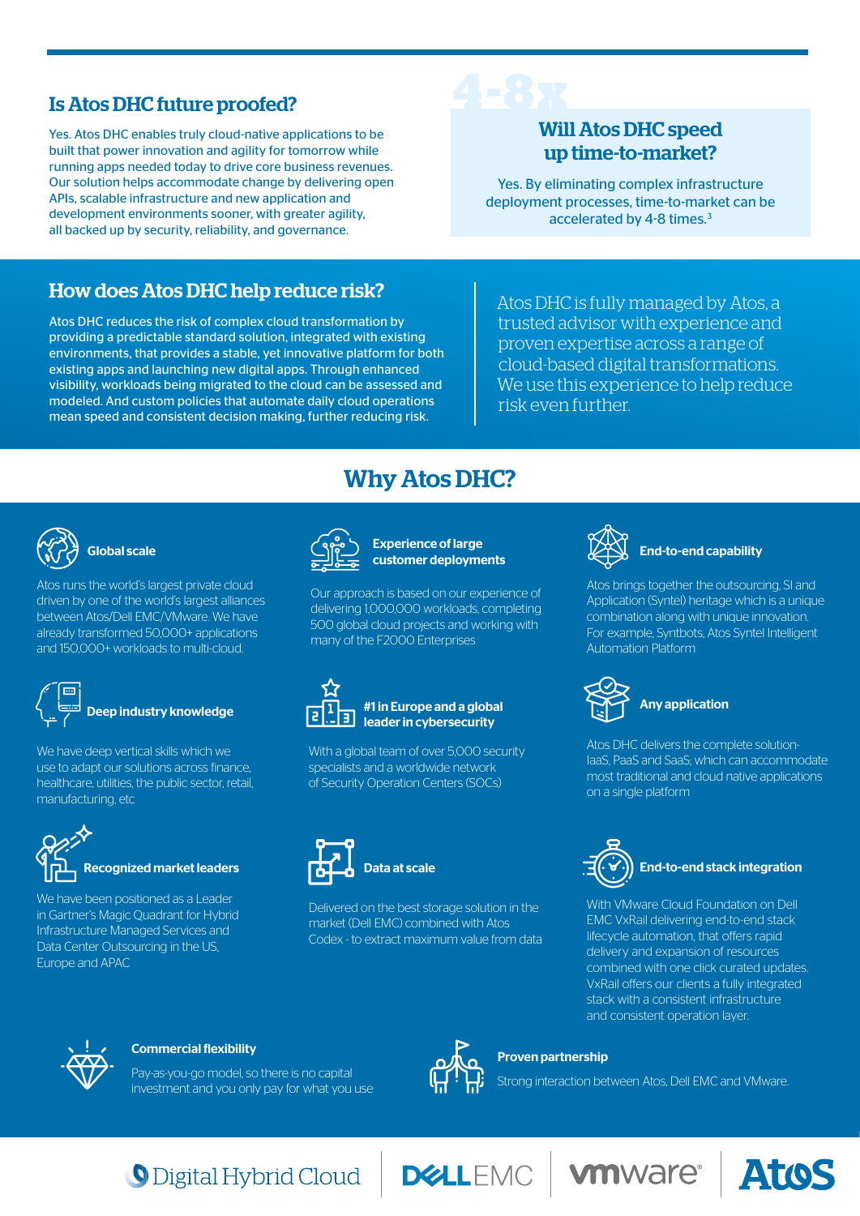## Is Atos DHC future proofed?

Yes. Atos DHC enables truly cloud-native applications to be built that power innovation and agility for tomorrow while running apps needed today to drive core business revenues. Our solution helps accommodate change by delivering open APIs, scalable infrastructure and new application and development environments sooner, with greater agility, all backed up by security, reliability, and governance.

4-8x

## Will Atos DHC speed up time-to-market?

Yes. By eliminating complex infrastructure deployment processes, time-to-market can be accelerated by 4-8 times.[3]

## How does Atos DHC help reduce risk?

Atos DHC reduces the risk of complex cloud transformation by providing a predictable standard solution, integrated with existing environments, that provides a stable, yet innovative platform for both existing apps and launching new digital apps. Through enhanced visibility, workloads being migrated to the cloud can be assessed and modeled. And custom policies that automate daily cloud operations mean speed and consistent decision making, further reducing risk.

Atos DHC is fully managed by Atos, a trusted advisor with experience and proven expertise across a range of cloud-based digital transformations. We use this experience to help reduce risk even further.

## Why Atos DHC?

**Global scale**

Atos runs the world's largest private cloud driven by one of the world's largest alliances between Atos/Dell EMC/VMware. We have already transformed 50,000+ applications and 150,000+ workloads to multi-cloud.

**Experience of large customer deployments**

Our approach is based on our experience of delivering 1,000,000 workloads, completing 500 global cloud projects and working with many of the F2000 Enterprises

**End-to-end capability**

Atos brings together the outsourcing, SI and Application (Syntel) heritage which is a unique combination along with unique innovation. For example, Syntbots, Atos Syntel Intelligent Automation Platform

**Deep industry knowledge**

We have deep vertical skills which we use to adapt our solutions across finance, healthcare, utilities, the public sector, retail, manufacturing, etc

**#1 in Europe and a global leader in cybersecurity**

With a global team of over 5,000 security specialists and a worldwide network of Security Operation Centers (SOCs)

**Any application**

Atos DHC delivers the complete solution- IaaS, PaaS and SaaS; which can accommodate most traditional and cloud native applications on a single platform

**Recognized market leaders**

We have been positioned as a Leader in Gartner's Magic Quadrant for Hybrid Infrastructure Managed Services and Data Center Outsourcing in the US, Europe and APAC

**Data at scale**

Delivered on the best storage solution in the market (Dell EMC) combined with Atos Codex - to extract maximum value from data

**End-to-end stack integration**

With VMware Cloud Foundation on Dell EMC VxRail delivering end-to-end stack lifecycle automation, that offers rapid delivery and expansion of resources combined with one click curated updates. VxRail offers our clients a fully integrated stack with a consistent infrastructure and consistent operation layer.

**Commercial flexibility**

Pay-as-you-go model, so there is no capital investment and you only pay for what you use

**Proven partnership**

Strong interaction between Atos, Dell EMC and VMware.

Digital Hybrid Cloud | DELL EMC | vmware | Atos